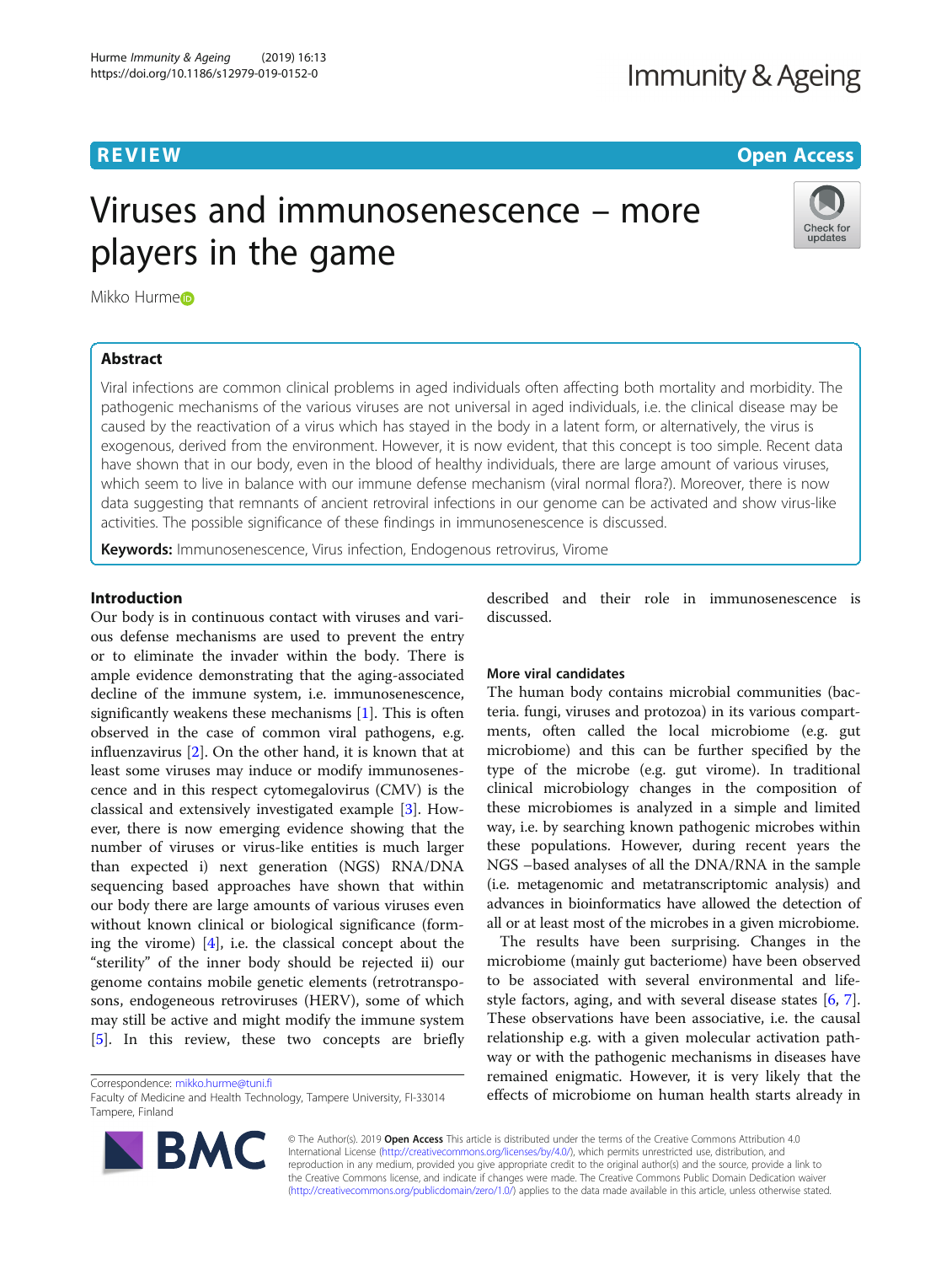REVIEW

Open Access

# Viruses and immunosenescence – more players in the game

Mikko Hurme

## Abstract

Viral infections are common clinical problems in aged individuals often affecting both mortality and morbidity. The pathogenic mechanisms of the various viruses are not universal in aged individuals, i.e. the clinical disease may be caused by the reactivation of a virus which has stayed in the body in a latent form, or alternatively, the virus is exogenous, derived from the environment. However, it is now evident, that this concept is too simple. Recent data have shown that in our body, even in the blood of healthy individuals, there are large amount of various viruses, which seem to live in balance with our immune defense mechanism (viral normal flora?). Moreover, there is now data suggesting that remnants of ancient retroviral infections in our genome can be activated and show virus-like activities. The possible significance of these findings in immunosenescence is discussed.

**Keywords:** Immunosenescence, Virus infection, Endogenous retrovirus, Virome

## Introduction

Our body is in continuous contact with viruses and various defense mechanisms are used to prevent the entry or to eliminate the invader within the body. There is ample evidence demonstrating that the aging-associated decline of the immune system, i.e. immunosenescence, significantly weakens these mechanisms [1]. This is often observed in the case of common viral pathogens, e.g. influenzavirus [2]. On the other hand, it is known that at least some viruses may induce or modify immunosenescence and in this respect cytomegalovirus (CMV) is the classical and extensively investigated example [3]. However, there is now emerging evidence showing that the number of viruses or virus-like entities is much larger than expected i) next generation (NGS) RNA/DNA sequencing based approaches have shown that within our body there are large amounts of various viruses even without known clinical or biological significance (forming the virome) [4], i.e. the classical concept about the "sterility" of the inner body should be rejected ii) our genome contains mobile genetic elements (retrotransposons, endogeneous retroviruses (HERV), some of which may still be active and might modify the immune system [5]. In this review, these two concepts are briefly described and their role in immunosenescence is discussed.

## More viral candidates

The human body contains microbial communities (bacteria. fungi, viruses and protozoa) in its various compartments, often called the local microbiome (e.g. gut microbiome) and this can be further specified by the type of the microbe (e.g. gut virome). In traditional clinical microbiology changes in the composition of these microbiomes is analyzed in a simple and limited way, i.e. by searching known pathogenic microbes within these populations. However, during recent years the NGS –based analyses of all the DNA/RNA in the sample (i.e. metagenomic and metatranscriptomic analysis) and advances in bioinformatics have allowed the detection of all or at least most of the microbes in a given microbiome.

The results have been surprising. Changes in the microbiome (mainly gut bacteriome) have been observed to be associated with several environmental and lifestyle factors, aging, and with several disease states [6, 7]. These observations have been associative, i.e. the causal relationship e.g. with a given molecular activation pathway or with the pathogenic mechanisms in diseases have remained enigmatic. However, it is very likely that the effects of microbiome on human health starts already in

Correspondence: mikko.hurme@tuni.fi
Faculty of Medicine and Health Technology, Tampere University, FI-33014 Tampere, Finland

© The Author(s). 2019 **Open Access** This article is distributed under the terms of the Creative Commons Attribution 4.0 International License (http://creativecommons.org/licenses/by/4.0/), which permits unrestricted use, distribution, and reproduction in any medium, provided you give appropriate credit to the original author(s) and the source, provide a link to the Creative Commons license, and indicate if changes were made. The Creative Commons Public Domain Dedication waiver (http://creativecommons.org/publicdomain/zero/1.0/) applies to the data made available in this article, unless otherwise stated.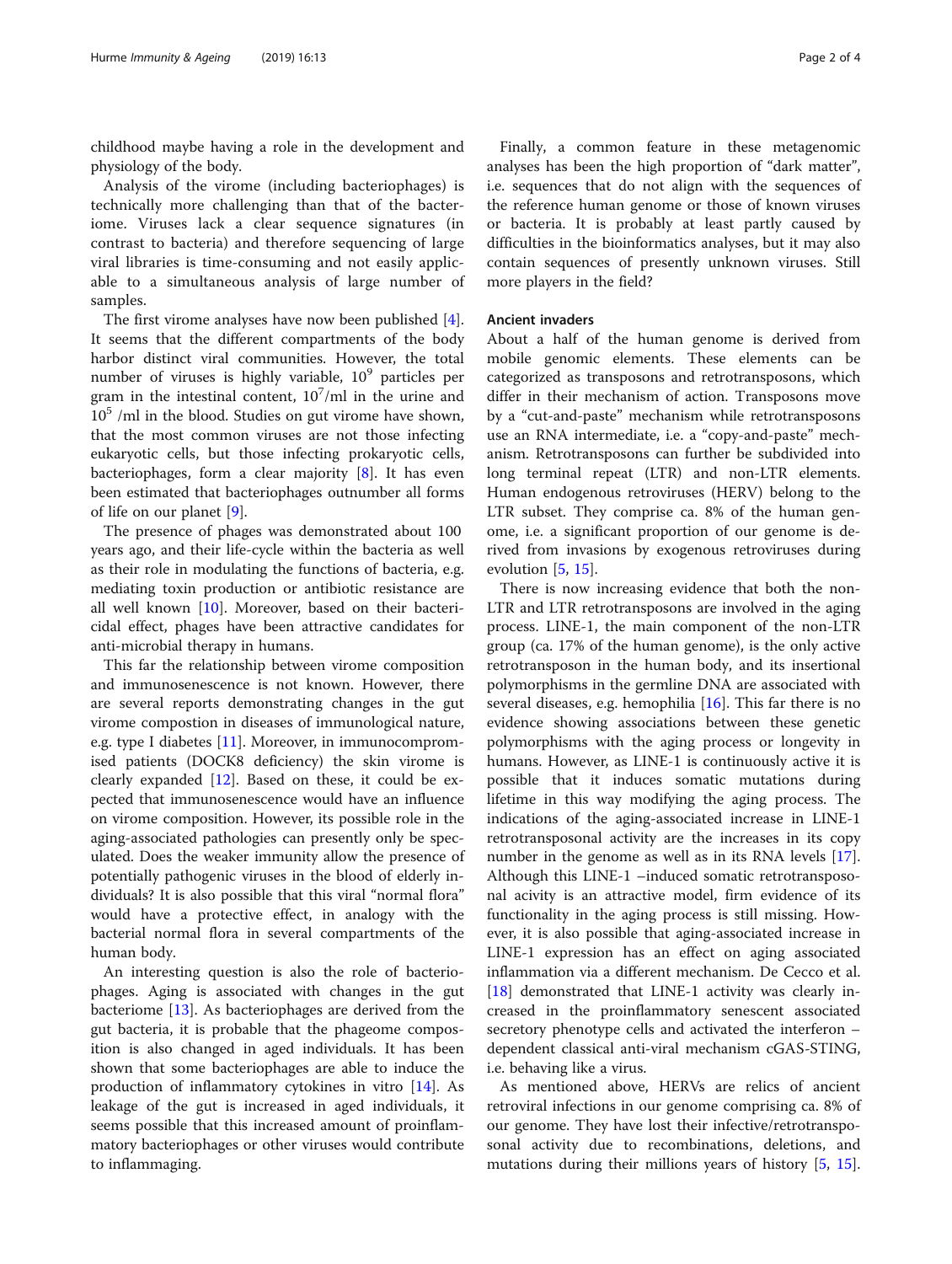childhood maybe having a role in the development and physiology of the body.

Analysis of the virome (including bacteriophages) is technically more challenging than that of the bacteriome. Viruses lack a clear sequence signatures (in contrast to bacteria) and therefore sequencing of large viral libraries is time-consuming and not easily applicable to a simultaneous analysis of large number of samples.

The first virome analyses have now been published [4]. It seems that the different compartments of the body harbor distinct viral communities. However, the total number of viruses is highly variable, $10^9$ particles per gram in the intestinal content, $10^7$/ml in the urine and $10^5$ /ml in the blood. Studies on gut virome have shown, that the most common viruses are not those infecting eukaryotic cells, but those infecting prokaryotic cells, bacteriophages, form a clear majority [8]. It has even been estimated that bacteriophages outnumber all forms of life on our planet [9].

The presence of phages was demonstrated about 100 years ago, and their life-cycle within the bacteria as well as their role in modulating the functions of bacteria, e.g. mediating toxin production or antibiotic resistance are all well known [10]. Moreover, based on their bactericidal effect, phages have been attractive candidates for anti-microbial therapy in humans.

This far the relationship between virome composition and immunosenescence is not known. However, there are several reports demonstrating changes in the gut virome compostion in diseases of immunological nature, e.g. type I diabetes [11]. Moreover, in immunocompromised patients (DOCK8 deficiency) the skin virome is clearly expanded [12]. Based on these, it could be expected that immunosenescence would have an influence on virome composition. However, its possible role in the aging-associated pathologies can presently only be speculated. Does the weaker immunity allow the presence of potentially pathogenic viruses in the blood of elderly individuals? It is also possible that this viral "normal flora" would have a protective effect, in analogy with the bacterial normal flora in several compartments of the human body.

An interesting question is also the role of bacteriophages. Aging is associated with changes in the gut bacteriome [13]. As bacteriophages are derived from the gut bacteria, it is probable that the phageome composition is also changed in aged individuals. It has been shown that some bacteriophages are able to induce the production of inflammatory cytokines in vitro [14]. As leakage of the gut is increased in aged individuals, it seems possible that this increased amount of proinflammatory bacteriophages or other viruses would contribute to inflammaging.

Finally, a common feature in these metagenomic analyses has been the high proportion of "dark matter", i.e. sequences that do not align with the sequences of the reference human genome or those of known viruses or bacteria. It is probably at least partly caused by difficulties in the bioinformatics analyses, but it may also contain sequences of presently unknown viruses. Still more players in the field?

## Ancient invaders

About a half of the human genome is derived from mobile genomic elements. These elements can be categorized as transposons and retrotransposons, which differ in their mechanism of action. Transposons move by a "cut-and-paste" mechanism while retrotransposons use an RNA intermediate, i.e. a "copy-and-paste" mechanism. Retrotransposons can further be subdivided into long terminal repeat (LTR) and non-LTR elements. Human endogenous retroviruses (HERV) belong to the LTR subset. They comprise ca. 8% of the human genome, i.e. a significant proportion of our genome is derived from invasions by exogenous retroviruses during evolution [5, 15].

There is now increasing evidence that both the non-LTR and LTR retrotransposons are involved in the aging process. LINE-1, the main component of the non-LTR group (ca. 17% of the human genome), is the only active retrotransposon in the human body, and its insertional polymorphisms in the germline DNA are associated with several diseases, e.g. hemophilia [16]. This far there is no evidence showing associations between these genetic polymorphisms with the aging process or longevity in humans. However, as LINE-1 is continuously active it is possible that it induces somatic mutations during lifetime in this way modifying the aging process. The indications of the aging-associated increase in LINE-1 retrotransposonal activity are the increases in its copy number in the genome as well as in its RNA levels [17]. Although this LINE-1 –induced somatic retrotransposonal acivity is an attractive model, firm evidence of its functionality in the aging process is still missing. However, it is also possible that aging-associated increase in LINE-1 expression has an effect on aging associated inflammation via a different mechanism. De Cecco et al. [18] demonstrated that LINE-1 activity was clearly increased in the proinflammatory senescent associated secretory phenotype cells and activated the interferon –dependent classical anti-viral mechanism cGAS-STING, i.e. behaving like a virus.

As mentioned above, HERVs are relics of ancient retroviral infections in our genome comprising ca. 8% of our genome. They have lost their infective/retrotransposonal activity due to recombinations, deletions, and mutations during their millions years of history [5, 15].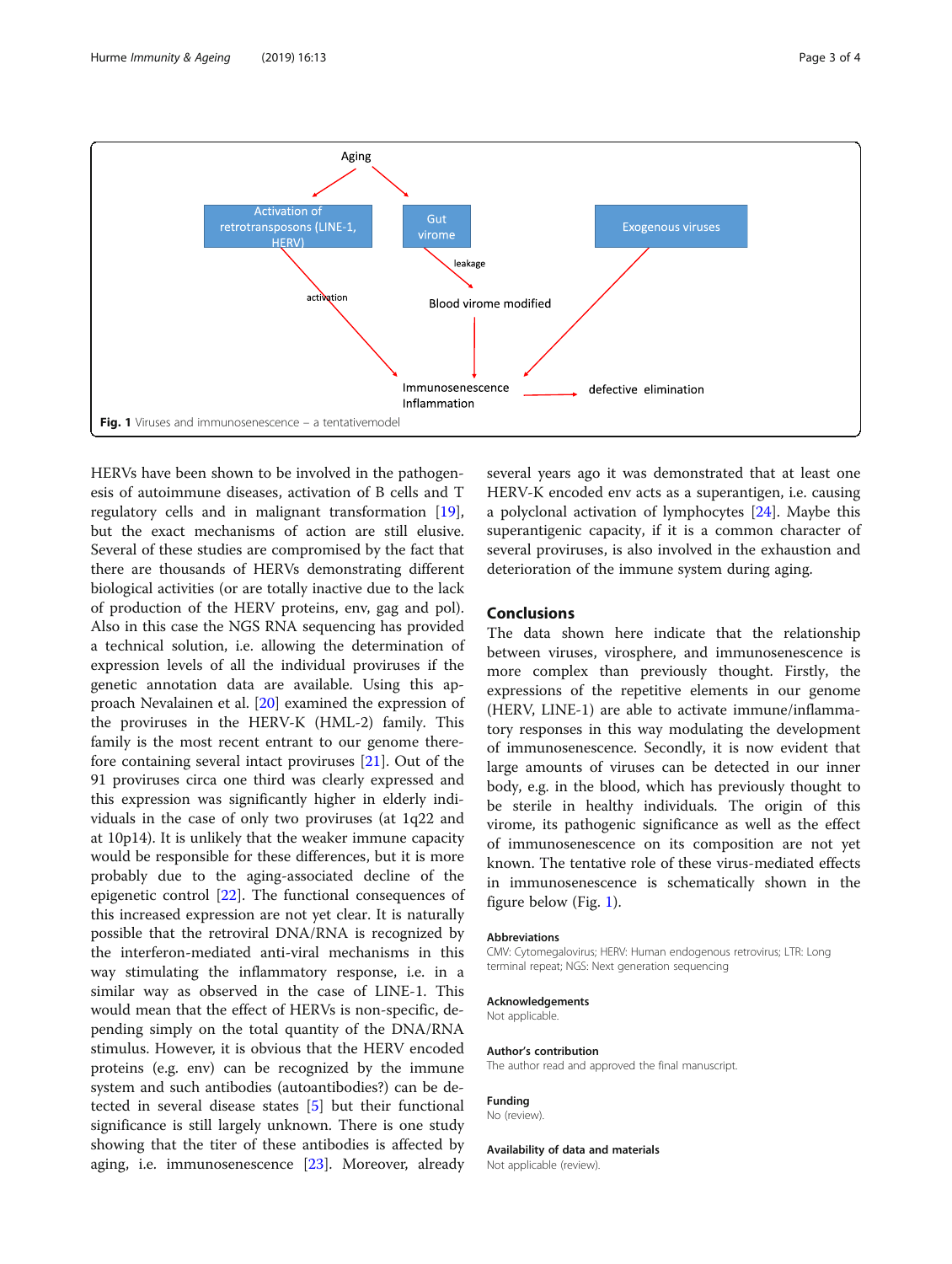Aging

Activation of retrotransposons (LINE-1, HERV)

Gut virome

Exogenous viruses

leakage

activation

Blood virome modified

Immunosenescence Inflammation

defective elimination

**Fig. 1** Viruses and immunosenescence – a tentativemodel

HERVs have been shown to be involved in the pathogenesis of autoimmune diseases, activation of B cells and T regulatory cells and in malignant transformation [19], but the exact mechanisms of action are still elusive. Several of these studies are compromised by the fact that there are thousands of HERVs demonstrating different biological activities (or are totally inactive due to the lack of production of the HERV proteins, env, gag and pol). Also in this case the NGS RNA sequencing has provided a technical solution, i.e. allowing the determination of expression levels of all the individual proviruses if the genetic annotation data are available. Using this approach Nevalainen et al. [20] examined the expression of the proviruses in the HERV-K (HML-2) family. This family is the most recent entrant to our genome therefore containing several intact proviruses [21]. Out of the 91 proviruses circa one third was clearly expressed and this expression was significantly higher in elderly individuals in the case of only two proviruses (at 1q22 and at 10p14). It is unlikely that the weaker immune capacity would be responsible for these differences, but it is more probably due to the aging-associated decline of the epigenetic control [22]. The functional consequences of this increased expression are not yet clear. It is naturally possible that the retroviral DNA/RNA is recognized by the interferon-mediated anti-viral mechanisms in this way stimulating the inflammatory response, i.e. in a similar way as observed in the case of LINE-1. This would mean that the effect of HERVs is non-specific, depending simply on the total quantity of the DNA/RNA stimulus. However, it is obvious that the HERV encoded proteins (e.g. env) can be recognized by the immune system and such antibodies (autoantibodies?) can be detected in several disease states [5] but their functional significance is still largely unknown. There is one study showing that the titer of these antibodies is affected by aging, i.e. immunosenescence [23]. Moreover, already several years ago it was demonstrated that at least one HERV-K encoded env acts as a superantigen, i.e. causing a polyclonal activation of lymphocytes [24]. Maybe this superantigenic capacity, if it is a common character of several proviruses, is also involved in the exhaustion and deterioration of the immune system during aging.

## Conclusions

The data shown here indicate that the relationship between viruses, virosphere, and immunosenescence is more complex than previously thought. Firstly, the expressions of the repetitive elements in our genome (HERV, LINE-1) are able to activate immune/inflammatory responses in this way modulating the development of immunosenescence. Secondly, it is now evident that large amounts of viruses can be detected in our inner body, e.g. in the blood, which has previously thought to be sterile in healthy individuals. The origin of this virome, its pathogenic significance as well as the effect of immunosenescence on its composition are not yet known. The tentative role of these virus-mediated effects in immunosenescence is schematically shown in the figure below (Fig. 1).

#### Abbreviations

CMV: Cytomegalovirus; HERV: Human endogenous retrovirus; LTR: Long terminal repeat; NGS: Next generation sequencing

#### Acknowledgements

Not applicable.

#### Author's contribution

The author read and approved the final manuscript.

#### Funding

No (review).

#### Availability of data and materials

Not applicable (review).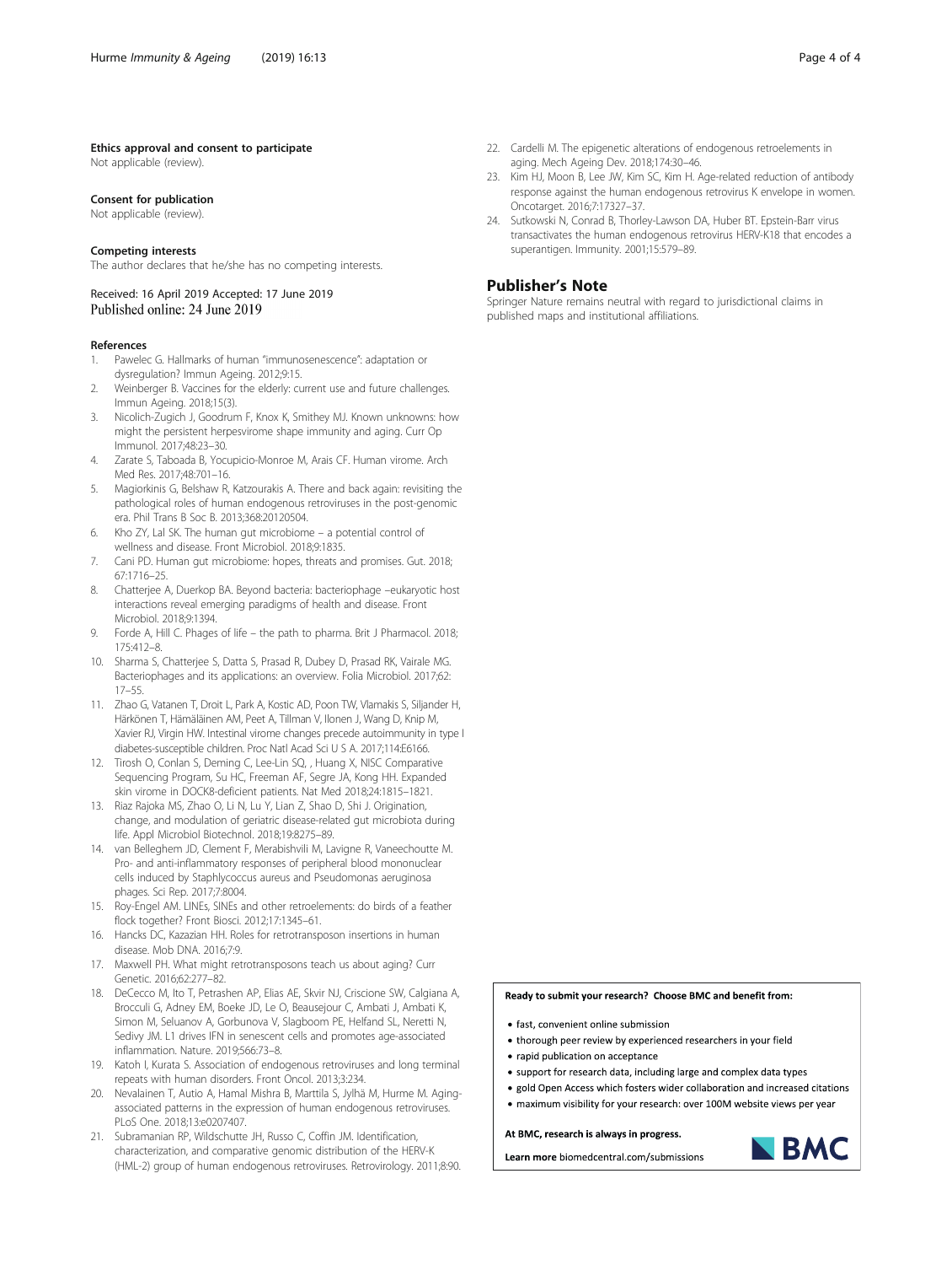#### Ethics approval and consent to participate
Not applicable (review).

#### Consent for publication
Not applicable (review).

#### Competing interests
The author declares that he/she has no competing interests.

Received: 16 April 2019 Accepted: 17 June 2019
Published online: 24 June 2019

#### References
1. Pawelec G. Hallmarks of human "immunosenescence": adaptation or dysregulation? Immun Ageing. 2012;9:15.
2. Weinberger B. Vaccines for the elderly: current use and future challenges. Immun Ageing. 2018;15(3).
3. Nicolich-Zugich J, Goodrum F, Knox K, Smithey MJ. Known unknowns: how might the persistent herpesvirome shape immunity and aging. Curr Op Immunol. 2017;48:23–30.
4. Zarate S, Taboada B, Yocupicio-Monroe M, Arais CF. Human virome. Arch Med Res. 2017;48:701–16.
5. Magiorkinis G, Belshaw R, Katzourakis A. There and back again: revisiting the pathological roles of human endogenous retroviruses in the post-genomic era. Phil Trans B Soc B. 2013;368:20120504.
6. Kho ZY, Lal SK. The human gut microbiome – a potential control of wellness and disease. Front Microbiol. 2018;9:1835.
7. Cani PD. Human gut microbiome: hopes, threats and promises. Gut. 2018;67:1716–25.
8. Chatterjee A, Duerkop BA. Beyond bacteria: bacteriophage –eukaryotic host interactions reveal emerging paradigms of health and disease. Front Microbiol. 2018;9:1394.
9. Forde A, Hill C. Phages of life – the path to pharma. Brit J Pharmacol. 2018;175:412–8.
10. Sharma S, Chatterjee S, Datta S, Prasad R, Dubey D, Prasad RK, Vairale MG. Bacteriophages and its applications: an overview. Folia Microbiol. 2017;62:17–55.
11. Zhao G, Vatanen T, Droit L, Park A, Kostic AD, Poon TW, Vlamakis S, Siljander H, Härkönen T, Hämäläinen AM, Peet A, Tillman V, Ilonen J, Wang D, Knip M, Xavier RJ, Virgin HW. Intestinal virome changes precede autoimmunity in type I diabetes-susceptible children. Proc Natl Acad Sci U S A. 2017;114:E6166.
12. Tirosh O, Conlan S, Deming C, Lee-Lin SQ, , Huang X, NISC Comparative Sequencing Program, Su HC, Freeman AF, Segre JA, Kong HH. Expanded skin virome in DOCK8-deficient patients. Nat Med 2018;24:1815–1821.
13. Riaz Rajoka MS, Zhao O, Li N, Lu Y, Lian Z, Shao D, Shi J. Origination, change, and modulation of geriatric disease-related gut microbiota during life. Appl Microbiol Biotechnol. 2018;19:8275–89.
14. van Belleghem JD, Clement F, Merabishvili M, Lavigne R, Vaneechoutte M. Pro- and anti-inflammatory responses of peripheral blood mononuclear cells induced by Staphlycoccus aureus and Pseudomonas aeruginosa phages. Sci Rep. 2017;7:8004.
15. Roy-Engel AM. LINEs, SINEs and other retroelements: do birds of a feather flock together? Front Biosci. 2012;17:1345–61.
16. Hancks DC, Kazazian HH. Roles for retrotransposon insertions in human disease. Mob DNA. 2016;7:9.
17. Maxwell PH. What might retrotransposons teach us about aging? Curr Genetic. 2016;62:277–82.
18. DeCecco M, Ito T, Petrashen AP, Elias AE, Skvir NJ, Criscione SW, Calgiana A, Brocculi G, Adney EM, Boeke JD, Le O, Beausejour C, Ambati J, Ambati K, Simon M, Seluanov A, Gorbunova V, Slagboom PE, Helfand SL, Neretti N, Sedivy JM. L1 drives IFN in senescent cells and promotes age-associated inflammation. Nature. 2019;566:73–8.
19. Katoh I, Kurata S. Association of endogenous retroviruses and long terminal repeats with human disorders. Front Oncol. 2013;3:234.
20. Nevalainen T, Autio A, Hamal Mishra B, Marttila S, Jylhä M, Hurme M. Aging-associated patterns in the expression of human endogenous retroviruses. PLoS One. 2018;13:e0207407.
21. Subramanian RP, Wildschutte JH, Russo C, Coffin JM. Identification, characterization, and comparative genomic distribution of the HERV-K (HML-2) group of human endogenous retroviruses. Retrovirology. 2011;8:90.
22. Cardelli M. The epigenetic alterations of endogenous retroelements in aging. Mech Ageing Dev. 2018;174:30–46.
23. Kim HJ, Moon B, Lee JW, Kim SC, Kim H. Age-related reduction of antibody response against the human endogenous retrovirus K envelope in women. Oncotarget. 2016;7:17327–37.
24. Sutkowski N, Conrad B, Thorley-Lawson DA, Huber BT. Epstein-Barr virus transactivates the human endogenous retrovirus HERV-K18 that encodes a superantigen. Immunity. 2001;15:579–89.

## Publisher's Note
Springer Nature remains neutral with regard to jurisdictional claims in published maps and institutional affiliations.

**Ready to submit your research? Choose BMC and benefit from:**

- fast, convenient online submission
- thorough peer review by experienced researchers in your field
- rapid publication on acceptance
- support for research data, including large and complex data types
- gold Open Access which fosters wider collaboration and increased citations
- maximum visibility for your research: over 100M website views per year

**At BMC, research is always in progress.**

**Learn more** biomedcentral.com/submissions